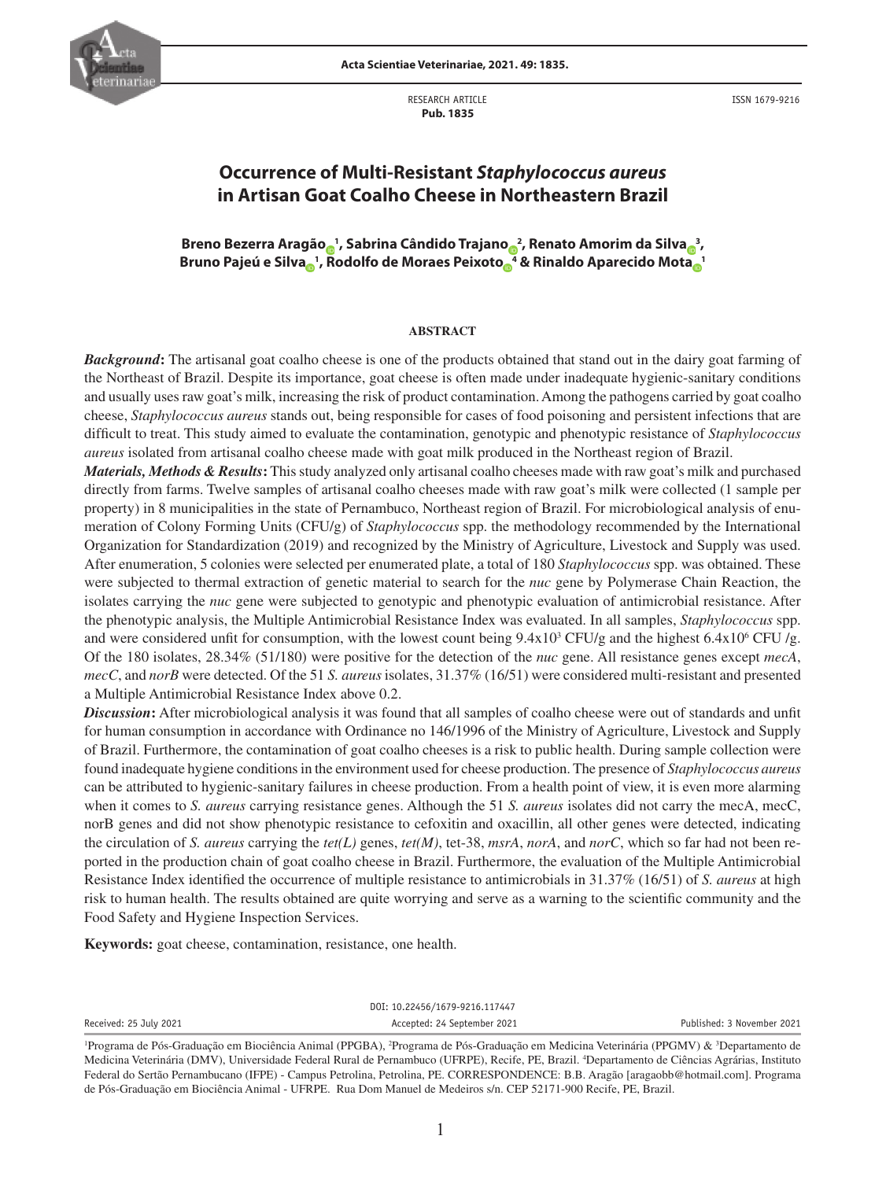RESEARCH ARTICLE
**Pub. 1835**

ISSN 1679-9216

# Occurrence of Multi-Resistant *Staphylococcus aureus* in Artisan Goat Coalho Cheese in Northeastern Brazil

**Breno Bezerra Aragão[1], Sabrina Cândido Trajano[2], Renato Amorim da Silva[3], Bruno Pajeú e Silva[1], Rodolfo de Moraes Peixoto[4] & Rinaldo Aparecido Mota[1]**

## ABSTRACT

***Background*:** The artisanal goat coalho cheese is one of the products obtained that stand out in the dairy goat farming of the Northeast of Brazil. Despite its importance, goat cheese is often made under inadequate hygienic-sanitary conditions and usually uses raw goat's milk, increasing the risk of product contamination. Among the pathogens carried by goat coalho cheese, *Staphylococcus aureus* stands out, being responsible for cases of food poisoning and persistent infections that are difficult to treat. This study aimed to evaluate the contamination, genotypic and phenotypic resistance of *Staphylococcus aureus* isolated from artisanal coalho cheese made with goat milk produced in the Northeast region of Brazil.

***Materials, Methods & Results*:** This study analyzed only artisanal coalho cheeses made with raw goat's milk and purchased directly from farms. Twelve samples of artisanal coalho cheeses made with raw goat's milk were collected (1 sample per property) in 8 municipalities in the state of Pernambuco, Northeast region of Brazil. For microbiological analysis of enumeration of Colony Forming Units (CFU/g) of *Staphylococcus* spp. the methodology recommended by the International Organization for Standardization (2019) and recognized by the Ministry of Agriculture, Livestock and Supply was used. After enumeration, 5 colonies were selected per enumerated plate, a total of 180 *Staphylococcus* spp. was obtained. These were subjected to thermal extraction of genetic material to search for the *nuc* gene by Polymerase Chain Reaction, the isolates carrying the *nuc* gene were subjected to genotypic and phenotypic evaluation of antimicrobial resistance. After the phenotypic analysis, the Multiple Antimicrobial Resistance Index was evaluated. In all samples, *Staphylococcus* spp. and were considered unfit for consumption, with the lowest count being $9.4 \times 10^3$ CFU/g and the highest $6.4 \times 10^6$ CFU /g. Of the 180 isolates, 28.34% (51/180) were positive for the detection of the *nuc* gene. All resistance genes except *mecA*, *mecC*, and *norB* were detected. Of the 51 *S. aureus* isolates, 31.37% (16/51) were considered multi-resistant and presented a Multiple Antimicrobial Resistance Index above 0.2.

***Discussion*:** After microbiological analysis it was found that all samples of coalho cheese were out of standards and unfit for human consumption in accordance with Ordinance no 146/1996 of the Ministry of Agriculture, Livestock and Supply of Brazil. Furthermore, the contamination of goat coalho cheeses is a risk to public health. During sample collection were found inadequate hygiene conditions in the environment used for cheese production. The presence of *Staphylococcus aureus* can be attributed to hygienic-sanitary failures in cheese production. From a health point of view, it is even more alarming when it comes to *S. aureus* carrying resistance genes. Although the 51 *S. aureus* isolates did not carry the mecA, mecC, norB genes and did not show phenotypic resistance to cefoxitin and oxacillin, all other genes were detected, indicating the circulation of *S. aureus* carrying the *tet(L)* genes, *tet(M)*, tet-38, *msrA*, *norA*, and *norC*, which so far had not been reported in the production chain of goat coalho cheese in Brazil. Furthermore, the evaluation of the Multiple Antimicrobial Resistance Index identified the occurrence of multiple resistance to antimicrobials in 31.37% (16/51) of *S. aureus* at high risk to human health. The results obtained are quite worrying and serve as a warning to the scientific community and the Food Safety and Hygiene Inspection Services.

**Keywords:** goat cheese, contamination, resistance, one health.

DOI: 10.22456/1679-9216.117447

Received: 25 July 2021 | Accepted: 24 September 2021 | Published: 3 November 2021

[1]Programa de Pós-Graduação em Biociência Animal (PPGBA), [2]Programa de Pós-Graduação em Medicina Veterinária (PPGMV) & [3]Departamento de Medicina Veterinária (DMV), Universidade Federal Rural de Pernambuco (UFRPE), Recife, PE, Brazil. [4]Departamento de Ciências Agrárias, Instituto Federal do Sertão Pernambucano (IFPE) - Campus Petrolina, Petrolina, PE. CORRESPONDENCE: B.B. Aragão [aragaobb@hotmail.com]. Programa de Pós-Graduação em Biociência Animal - UFRPE. Rua Dom Manuel de Medeiros s/n. CEP 52171-900 Recife, PE, Brazil.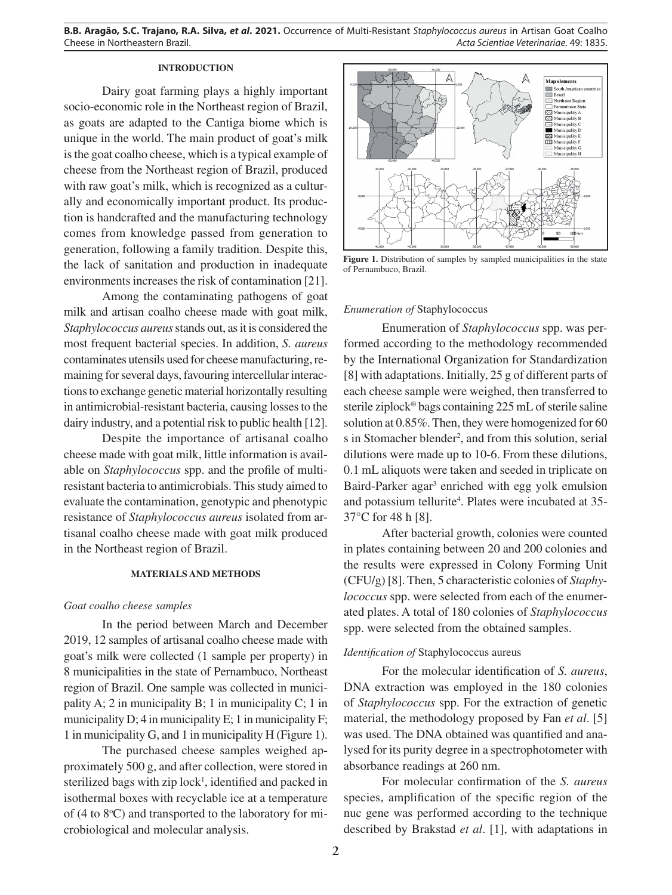## INTRODUCTION

Dairy goat farming plays a highly important socio-economic role in the Northeast region of Brazil, as goats are adapted to the Cantiga biome which is unique in the world. The main product of goat's milk is the goat coalho cheese, which is a typical example of cheese from the Northeast region of Brazil, produced with raw goat's milk, which is recognized as a culturally and economically important product. Its production is handcrafted and the manufacturing technology comes from knowledge passed from generation to generation, following a family tradition. Despite this, the lack of sanitation and production in inadequate environments increases the risk of contamination [21].

Among the contaminating pathogens of goat milk and artisan coalho cheese made with goat milk, *Staphylococcus aureus* stands out, as it is considered the most frequent bacterial species. In addition, *S. aureus* contaminates utensils used for cheese manufacturing, remaining for several days, favouring intercellular interactions to exchange genetic material horizontally resulting in antimicrobial-resistant bacteria, causing losses to the dairy industry, and a potential risk to public health [12].

Despite the importance of artisanal coalho cheese made with goat milk, little information is available on *Staphylococcus* spp. and the profile of multiresistant bacteria to antimicrobials. This study aimed to evaluate the contamination, genotypic and phenotypic resistance of *Staphylococcus aureus* isolated from artisanal coalho cheese made with goat milk produced in the Northeast region of Brazil.

## MATERIALS AND METHODS

### *Goat coalho cheese samples*

In the period between March and December 2019, 12 samples of artisanal coalho cheese made with goat's milk were collected (1 sample per property) in 8 municipalities in the state of Pernambuco, Northeast region of Brazil. One sample was collected in municipality A; 2 in municipality B; 1 in municipality C; 1 in municipality D; 4 in municipality E; 1 in municipality F; 1 in municipality G, and 1 in municipality H (Figure 1).

The purchased cheese samples weighed approximately 500 g, and after collection, were stored in sterilized bags with zip lock[1], identified and packed in isothermal boxes with recyclable ice at a temperature of (4 to 8°C) and transported to the laboratory for microbiological and molecular analysis.

**Figure 1.** Distribution of samples by sampled municipalities in the state of Pernambuco, Brazil.

### *Enumeration of* Staphylococcus

Enumeration of *Staphylococcus* spp. was performed according to the methodology recommended by the International Organization for Standardization [8] with adaptations. Initially, 25 g of different parts of each cheese sample were weighed, then transferred to sterile ziplock® bags containing 225 mL of sterile saline solution at 0.85%. Then, they were homogenized for 60 s in Stomacher blender[2], and from this solution, serial dilutions were made up to 10-6. From these dilutions, 0.1 mL aliquots were taken and seeded in triplicate on Baird-Parker agar[3] enriched with egg yolk emulsion and potassium tellurite[4]. Plates were incubated at 35-37°C for 48 h [8].

After bacterial growth, colonies were counted in plates containing between 20 and 200 colonies and the results were expressed in Colony Forming Unit (CFU/g) [8]. Then, 5 characteristic colonies of *Staphylococcus* spp. were selected from each of the enumerated plates. A total of 180 colonies of *Staphylococcus* spp. were selected from the obtained samples.

### *Identification of* Staphylococcus aureus

For the molecular identification of *S. aureus*, DNA extraction was employed in the 180 colonies of *Staphylococcus* spp. For the extraction of genetic material, the methodology proposed by Fan *et al*. [5] was used. The DNA obtained was quantified and analysed for its purity degree in a spectrophotometer with absorbance readings at 260 nm.

For molecular confirmation of the *S. aureus* species, amplification of the specific region of the nuc gene was performed according to the technique described by Brakstad *et al*. [1], with adaptations in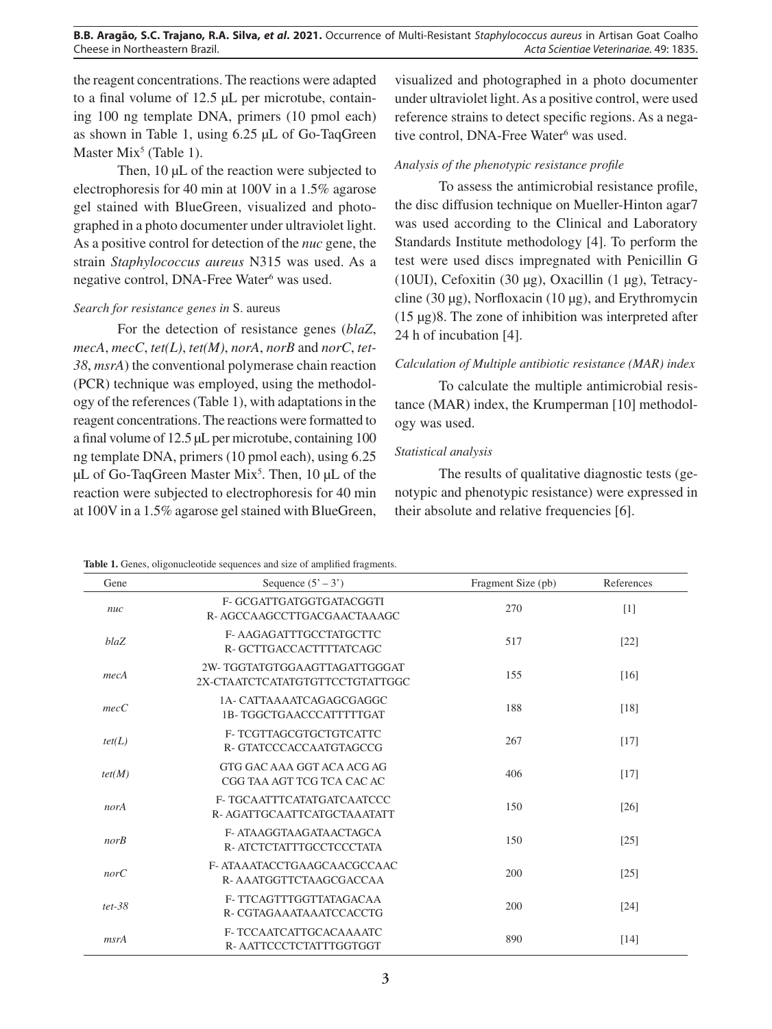the reagent concentrations. The reactions were adapted to a final volume of 12.5 µL per microtube, containing 100 ng template DNA, primers (10 pmol each) as shown in Table 1, using 6.25 µL of Go-TaqGreen Master Mix[5] (Table 1).

Then, 10 µL of the reaction were subjected to electrophoresis for 40 min at 100V in a 1.5% agarose gel stained with BlueGreen, visualized and photographed in a photo documenter under ultraviolet light. As a positive control for detection of the *nuc* gene, the strain *Staphylococcus aureus* N315 was used. As a negative control, DNA-Free Water[6] was used.

*Search for resistance genes in* S. aureus

For the detection of resistance genes (*blaZ*, *mecA*, *mecC*, *tet(L)*, *tet(M)*, *norA*, *norB* and *norC*, *tet-38*, *msrA*) the conventional polymerase chain reaction (PCR) technique was employed, using the methodology of the references (Table 1), with adaptations in the reagent concentrations. The reactions were formatted to a final volume of 12.5 µL per microtube, containing 100 ng template DNA, primers (10 pmol each), using 6.25 µL of Go-TaqGreen Master Mix[5]. Then, 10 µL of the reaction were subjected to electrophoresis for 40 min at 100V in a 1.5% agarose gel stained with BlueGreen, visualized and photographed in a photo documenter under ultraviolet light. As a positive control, were used reference strains to detect specific regions. As a negative control, DNA-Free Water[6] was used.

*Analysis of the phenotypic resistance profile*

To assess the antimicrobial resistance profile, the disc diffusion technique on Mueller-Hinton agar7 was used according to the Clinical and Laboratory Standards Institute methodology [4]. To perform the test were used discs impregnated with Penicillin G (10UI), Cefoxitin (30 µg), Oxacillin (1 µg), Tetracycline (30 µg), Norfloxacin (10 µg), and Erythromycin (15 µg)8. The zone of inhibition was interpreted after 24 h of incubation [4].

*Calculation of Multiple antibiotic resistance (MAR) index*

To calculate the multiple antimicrobial resistance (MAR) index, the Krumperman [10] methodology was used.

*Statistical analysis*

The results of qualitative diagnostic tests (genotypic and phenotypic resistance) were expressed in their absolute and relative frequencies [6].

**Table 1.** Genes, oligonucleotide sequences and size of amplified fragments.

| Gene | Sequence (5' – 3') | Fragment Size (pb) | References |
|---|---|---|---|
| *nuc* | F- GCGATTGATGGTGATACGGTI<br>R- AGCCAAGCCTTGACGAACTAAAGC | 270 | [1] |
| *blaZ* | F- AAGAGATTTGCCTATGCTTC<br>R- GCTTGACCACTTTTATCAGC | 517 | [22] |
| *mecA* | 2W- TGGTATGTGGAAGTTAGATTGGGAT<br>2X-CTAATCTCATATGTGTTCCTGTATTGGC | 155 | [16] |
| *mecC* | 1A- CATTAAAATCAGAGCGAGGC<br>1B- TGGCTGAACCCATTTTTGAT | 188 | [18] |
| *tet(L)* | F- TCGTTAGCGTGCTGTCATTC<br>R- GTATCCCACCAATGTAGCCG | 267 | [17] |
| *tet(M)* | GTG GAC AAA GGT ACA ACG AG<br>CGG TAA AGT TCG TCA CAC AC | 406 | [17] |
| *norA* | F- TGCAATTTCATATGATCAATCCC<br>R- AGATTGCAATTCATGCTAAATATT | 150 | [26] |
| *norB* | F- ATAAGGTAAGATAACTAGCA<br>R- ATCTCTATTTGCCTCCCTATA | 150 | [25] |
| *norC* | F- ATAAATACCTGAAGCAACGCCAAC<br>R- AAATGGTTCTAAGCGACCAA | 200 | [25] |
| *tet-38* | F- TTCAGTTTGGTTATAGACAA<br>R- CGTAGAAATAAATCCACCTG | 200 | [24] |
| *msrA* | F- TCCAATCATTGCACAAAATC<br>R- AATTCCCTCTATTTGGTGGT | 890 | [14] |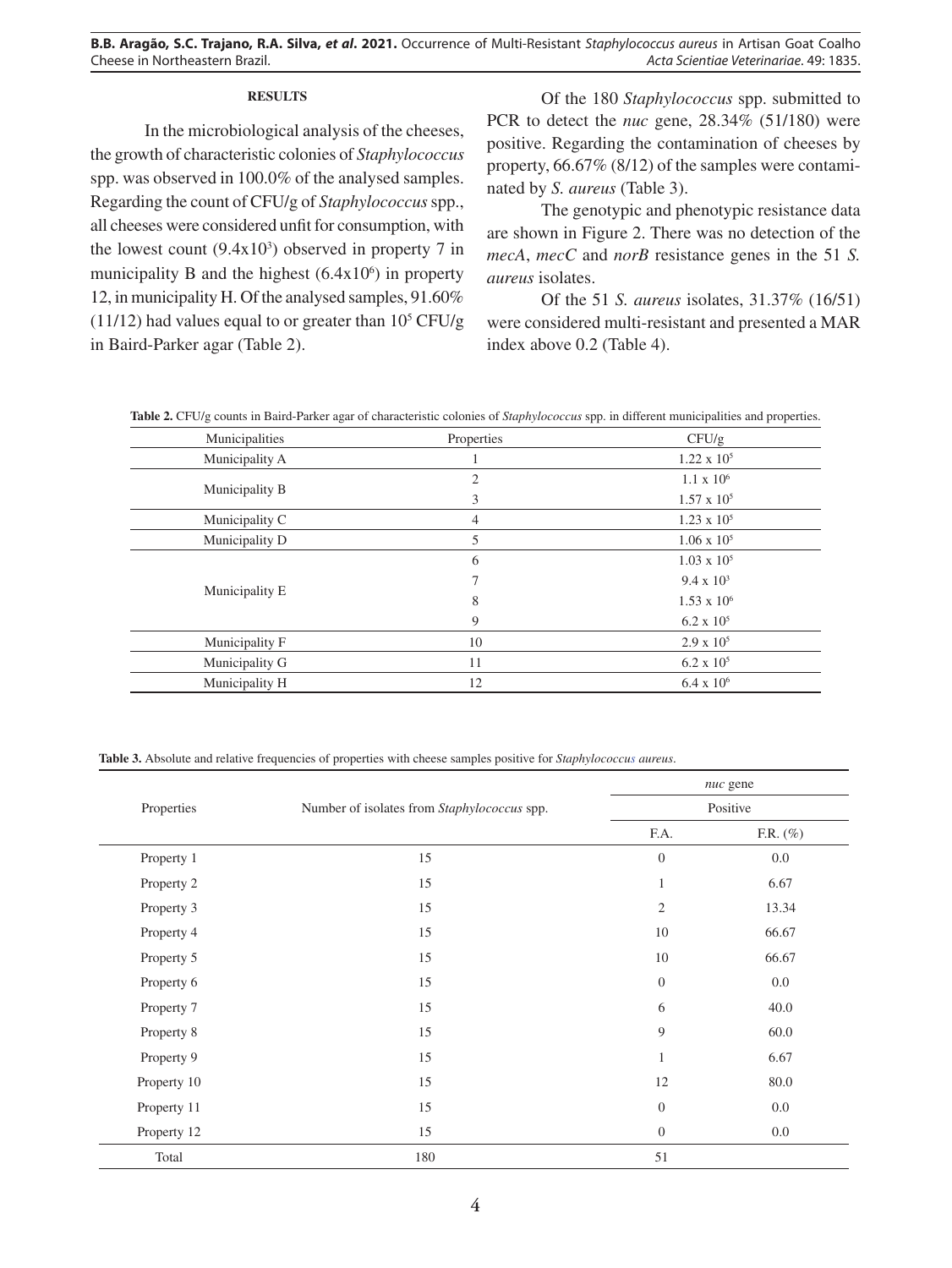## RESULTS

In the microbiological analysis of the cheeses, the growth of characteristic colonies of *Staphylococcus* spp. was observed in 100.0% of the analysed samples. Regarding the count of CFU/g of *Staphylococcus* spp., all cheeses were considered unfit for consumption, with the lowest count ($9.4x10^3$) observed in property 7 in municipality B and the highest ($6.4x10^6$) in property 12, in municipality H. Of the analysed samples, 91.60% (11/12) had values equal to or greater than $10^5$ CFU/g in Baird-Parker agar (Table 2).

Of the 180 *Staphylococcus* spp. submitted to PCR to detect the *nuc* gene, 28.34% (51/180) were positive. Regarding the contamination of cheeses by property, 66.67% (8/12) of the samples were contaminated by *S. aureus* (Table 3).

The genotypic and phenotypic resistance data are shown in Figure 2. There was no detection of the *mecA*, *mecC* and *norB* resistance genes in the 51 *S. aureus* isolates.

Of the 51 *S. aureus* isolates, 31.37% (16/51) were considered multi-resistant and presented a MAR index above 0.2 (Table 4).

**Table 2.** CFU/g counts in Baird-Parker agar of characteristic colonies of *Staphylococcus* spp. in different municipalities and properties.

| Municipalities | Properties | CFU/g |
|---|---|---|
| Municipality A | 1 | $1.22 \times 10^5$ |
| Municipality B | 2 | $1.1 \times 10^6$ |
| | 3 | $1.57 \times 10^5$ |
| Municipality C | 4 | $1.23 \times 10^5$ |
| Municipality D | 5 | $1.06 \times 10^5$ |
| Municipality E | 6 | $1.03 \times 10^5$ |
| | 7 | $9.4 \times 10^3$ |
| | 8 | $1.53 \times 10^6$ |
| | 9 | $6.2 \times 10^5$ |
| Municipality F | 10 | $2.9 \times 10^5$ |
| Municipality G | 11 | $6.2 \times 10^5$ |
| Municipality H | 12 | $6.4 \times 10^6$ |

**Table 3.** Absolute and relative frequencies of properties with cheese samples positive for *Staphylococcus aureus*.

| Properties | Number of isolates from *Staphylococcus* spp. | *nuc* gene | |
|---|---|---|---|
| | | Positive | |
| | | F.A. | F.R. (%) |
| Property 1 | 15 | 0 | 0.0 |
| Property 2 | 15 | 1 | 6.67 |
| Property 3 | 15 | 2 | 13.34 |
| Property 4 | 15 | 10 | 66.67 |
| Property 5 | 15 | 10 | 66.67 |
| Property 6 | 15 | 0 | 0.0 |
| Property 7 | 15 | 6 | 40.0 |
| Property 8 | 15 | 9 | 60.0 |
| Property 9 | 15 | 1 | 6.67 |
| Property 10 | 15 | 12 | 80.0 |
| Property 11 | 15 | 0 | 0.0 |
| Property 12 | 15 | 0 | 0.0 |
| Total | 180 | 51 | |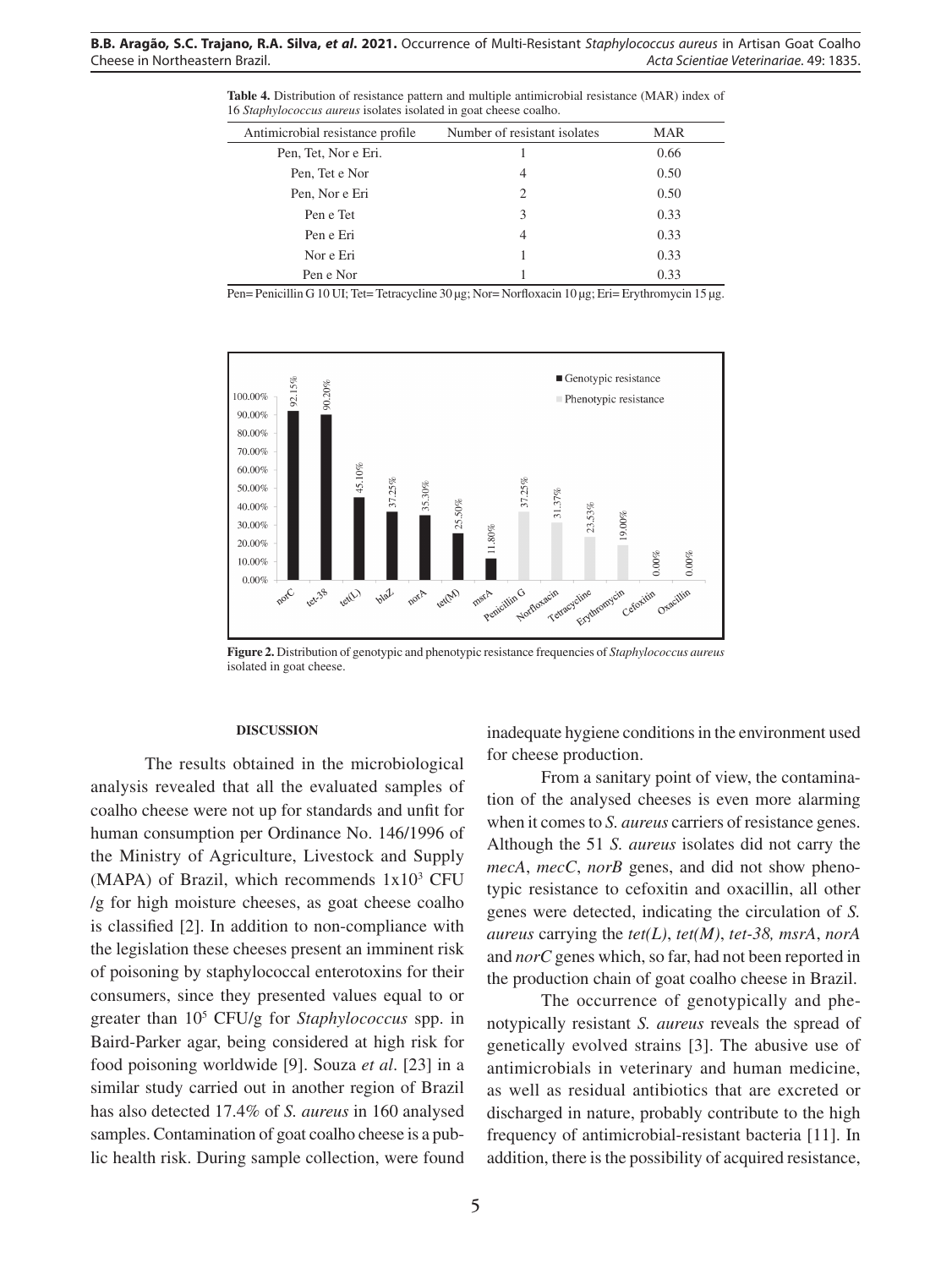**Table 4.** Distribution of resistance pattern and multiple antimicrobial resistance (MAR) index of 16 *Staphylococcus aureus* isolates isolated in goat cheese coalho.

| Antimicrobial resistance profile | Number of resistant isolates | MAR |
|---|---|---|
| Pen, Tet, Nor e Eri. | 1 | 0.66 |
| Pen, Tet e Nor | 4 | 0.50 |
| Pen, Nor e Eri | 2 | 0.50 |
| Pen e Tet | 3 | 0.33 |
| Pen e Eri | 4 | 0.33 |
| Nor e Eri | 1 | 0.33 |
| Pen e Nor | 1 | 0.33 |

Pen= Penicillin G 10 UI; Tet= Tetracycline 30 µg; Nor= Norfloxacin 10 µg; Eri= Erythromycin 15 µg.

**Figure 2.** Distribution of genotypic and phenotypic resistance frequencies of *Staphylococcus aureus* isolated in goat cheese.

#### DISCUSSION

The results obtained in the microbiological analysis revealed that all the evaluated samples of coalho cheese were not up for standards and unfit for human consumption per Ordinance No. 146/1996 of the Ministry of Agriculture, Livestock and Supply (MAPA) of Brazil, which recommends $1x10^3$ CFU /g for high moisture cheeses, as goat cheese coalho is classified [2]. In addition to non-compliance with the legislation these cheeses present an imminent risk of poisoning by staphylococcal enterotoxins for their consumers, since they presented values equal to or greater than $10^5$ CFU/g for *Staphylococcus* spp. in Baird-Parker agar, being considered at high risk for food poisoning worldwide [9]. Souza *et al*. [23] in a similar study carried out in another region of Brazil has also detected 17.4% of *S. aureus* in 160 analysed samples. Contamination of goat coalho cheese is a public health risk. During sample collection, were found inadequate hygiene conditions in the environment used for cheese production.

From a sanitary point of view, the contamination of the analysed cheeses is even more alarming when it comes to *S. aureus* carriers of resistance genes. Although the 51 *S. aureus* isolates did not carry the *mecA*, *mecC*, *norB* genes, and did not show phenotypic resistance to cefoxitin and oxacillin, all other genes were detected, indicating the circulation of *S. aureus* carrying the *tet(L)*, *tet(M)*, *tet-38, msrA*, *norA* and *norC* genes which, so far, had not been reported in the production chain of goat coalho cheese in Brazil.

The occurrence of genotypically and phenotypically resistant *S. aureus* reveals the spread of genetically evolved strains [3]. The abusive use of antimicrobials in veterinary and human medicine, as well as residual antibiotics that are excreted or discharged in nature, probably contribute to the high frequency of antimicrobial-resistant bacteria [11]. In addition, there is the possibility of acquired resistance,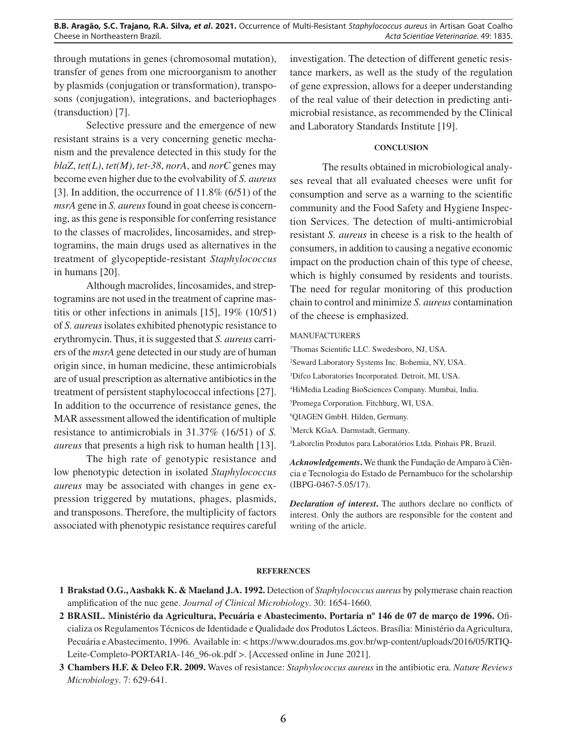through mutations in genes (chromosomal mutation), transfer of genes from one microorganism to another by plasmids (conjugation or transformation), transposons (conjugation), integrations, and bacteriophages (transduction) [7].

Selective pressure and the emergence of new resistant strains is a very concerning genetic mechanism and the prevalence detected in this study for the *blaZ*, *tet(L)*, *tet(M)*, *tet-38*, *norA*, and *norC* genes may become even higher due to the evolvability of *S. aureus* [3]. In addition, the occurrence of 11.8% (6/51) of the *msrA* gene in *S. aureus* found in goat cheese is concerning, as this gene is responsible for conferring resistance to the classes of macrolides, lincosamides, and streptogramins, the main drugs used as alternatives in the treatment of glycopeptide-resistant *Staphylococcus* in humans [20].

Although macrolides, lincosamides, and streptogramins are not used in the treatment of caprine mastitis or other infections in animals [15], 19% (10/51) of *S. aureus* isolates exhibited phenotypic resistance to erythromycin. Thus, it is suggested that *S. aureus* carriers of the *msrA* gene detected in our study are of human origin since, in human medicine, these antimicrobials are of usual prescription as alternative antibiotics in the treatment of persistent staphylococcal infections [27]. In addition to the occurrence of resistance genes, the MAR assessment allowed the identification of multiple resistance to antimicrobials in 31.37% (16/51) of *S. aureus* that presents a high risk to human health [13].

The high rate of genotypic resistance and low phenotypic detection in isolated *Staphylococcus aureus* may be associated with changes in gene expression triggered by mutations, phages, plasmids, and transposons. Therefore, the multiplicity of factors associated with phenotypic resistance requires careful investigation. The detection of different genetic resistance markers, as well as the study of the regulation of gene expression, allows for a deeper understanding of the real value of their detection in predicting antimicrobial resistance, as recommended by the Clinical and Laboratory Standards Institute [19].

## CONCLUSION

The results obtained in microbiological analyses reveal that all evaluated cheeses were unfit for consumption and serve as a warning to the scientific community and the Food Safety and Hygiene Inspection Services. The detection of multi-antimicrobial resistant *S. aureus* in cheese is a risk to the health of consumers, in addition to causing a negative economic impact on the production chain of this type of cheese, which is highly consumed by residents and tourists. The need for regular monitoring of this production chain to control and minimize *S. aureus* contamination of the cheese is emphasized.

MANUFACTURERS

[1]Thomas Scientific LLC. Swedesboro, NJ, USA.
[2]Seward Laboratory Systems Inc. Bohemia, NY, USA.
[3]Difco Laboratories Incorporated. Detroit, MI, USA.
[4]HiMedia Leading BioSciences Company. Mumbai, India.
[5]Promega Corporation. Fitchburg, WI, USA.
[6]QIAGEN GmbH. Hilden, Germany.
[7]Merck KGaA. Darmstadt, Germany.
[8]Laborclin Produtos para Laboratórios Ltda. Pinhais PR, Brazil.

***Acknowledgements***. We thank the Fundação de Amparo à Ciência e Tecnologia do Estado de Pernambuco for the scholarship (IBPG-0467-5.05/17).

***Declaration of interest***. The authors declare no conflicts of interest. Only the authors are responsible for the content and writing of the article.

## REFERENCES

**1 Brakstad O.G., Aasbakk K. & Maeland J.A. 1992.** Detection of *Staphylococcus aureus* by polymerase chain reaction amplification of the nuc gene. *Journal of Clinical Microbiology*. 30: 1654-1660.

**2 BRASIL. Ministério da Agricultura, Pecuária e Abastecimento. Portaria nº 146 de 07 de março de 1996.** Oficializa os Regulamentos Técnicos de Identidade e Qualidade dos Produtos Lácteos. Brasília: Ministério da Agricultura, Pecuária e Abastecimento, 1996. Available in: < https://www.dourados.ms.gov.br/wp-content/uploads/2016/05/RTIQ-Leite-Completo-PORTARIA-146_96-ok.pdf >. [Accessed online in June 2021].

**3 Chambers H.F. & Deleo F.R. 2009.** Waves of resistance: *Staphylococcus aureus* in the antibiotic era. *Nature Reviews Microbiology*. 7: 629-641.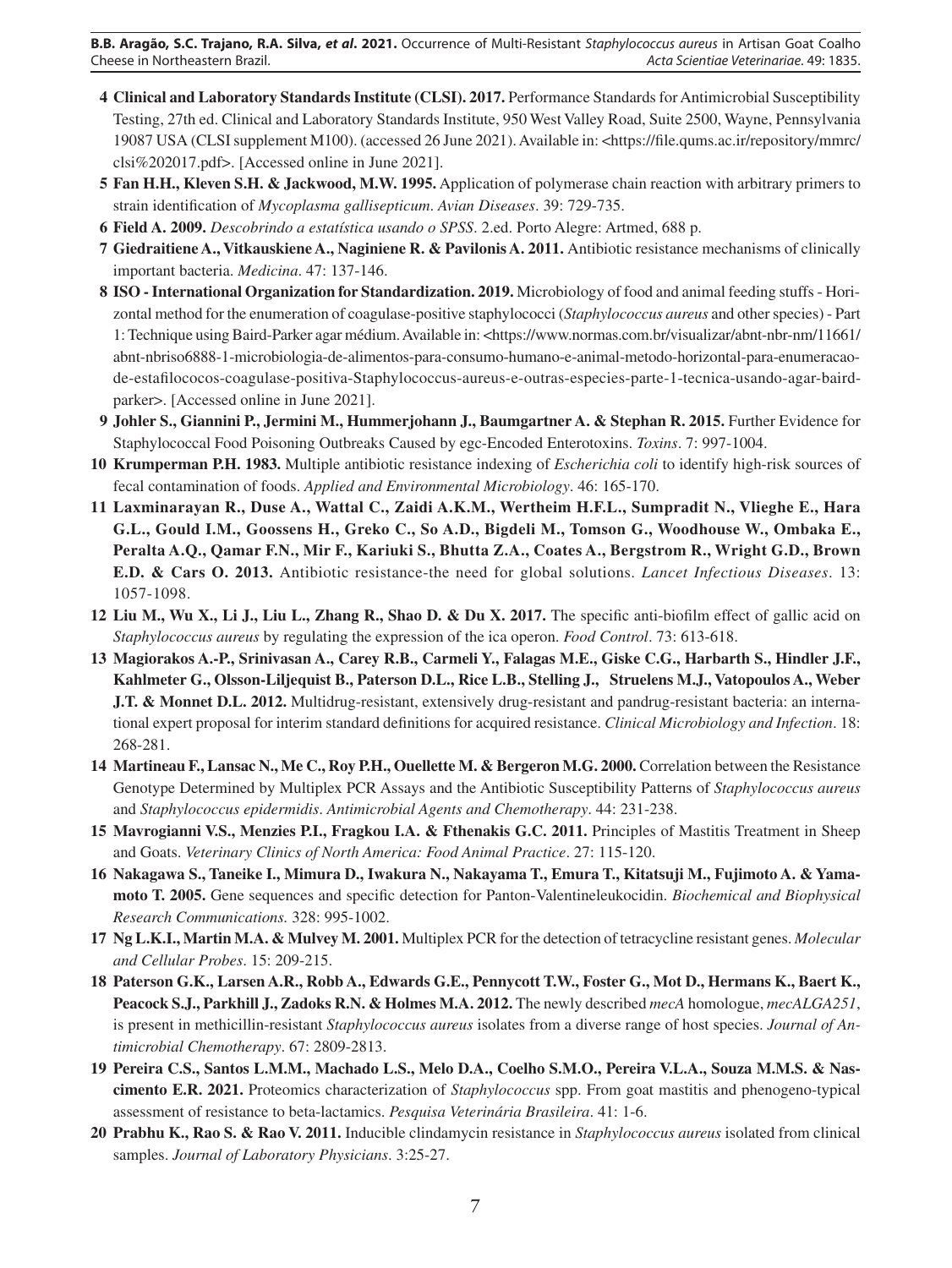4 **Clinical and Laboratory Standards Institute (CLSI). 2017.** Performance Standards for Antimicrobial Susceptibility Testing, 27th ed. Clinical and Laboratory Standards Institute, 950 West Valley Road, Suite 2500, Wayne, Pennsylvania 19087 USA (CLSI supplement M100). (accessed 26 June 2021). Available in: <https://file.qums.ac.ir/repository/mmrc/clsi%202017.pdf>. [Accessed online in June 2021].

5 **Fan H.H., Kleven S.H. & Jackwood, M.W. 1995.** Application of polymerase chain reaction with arbitrary primers to strain identification of *Mycoplasma gallisepticum*. *Avian Diseases*. 39: 729-735.

6 **Field A. 2009.** *Descobrindo a estatística usando o SPSS*. 2.ed. Porto Alegre: Artmed, 688 p.

7 **Giedraitiene A., Vitkauskiene A., Naginiene R. & Pavilonis A. 2011.** Antibiotic resistance mechanisms of clinically important bacteria. *Medicina*. 47: 137-146.

8 **ISO - International Organization for Standardization. 2019.** Microbiology of food and animal feeding stuffs - Horizontal method for the enumeration of coagulase-positive staphylococci (*Staphylococcus aureus* and other species) - Part 1: Technique using Baird-Parker agar médium. Available in: <https://www.normas.com.br/visualizar/abnt-nbr-nm/11661/abnt-nbriso6888-1-microbiologia-de-alimentos-para-consumo-humano-e-animal-metodo-horizontal-para-enumeracao-de-estafilococos-coagulase-positiva-Staphylococcus-aureus-e-outras-especies-parte-1-tecnica-usando-agar-baird-parker>. [Accessed online in June 2021].

9 **Johler S., Giannini P., Jermini M., Hummerjohann J., Baumgartner A. & Stephan R. 2015.** Further Evidence for Staphylococcal Food Poisoning Outbreaks Caused by egc-Encoded Enterotoxins. *Toxins*. 7: 997-1004.

10 **Krumperman P.H. 1983.** Multiple antibiotic resistance indexing of *Escherichia coli* to identify high-risk sources of fecal contamination of foods. *Applied and Environmental Microbiology*. 46: 165-170.

11 **Laxminarayan R., Duse A., Wattal C., Zaidi A.K.M., Wertheim H.F.L., Sumpradit N., Vlieghe E., Hara G.L., Gould I.M., Goossens H., Greko C., So A.D., Bigdeli M., Tomson G., Woodhouse W., Ombaka E., Peralta A.Q., Qamar F.N., Mir F., Kariuki S., Bhutta Z.A., Coates A., Bergstrom R., Wright G.D., Brown E.D. & Cars O. 2013.** Antibiotic resistance-the need for global solutions. *Lancet Infectious Diseases*. 13: 1057-1098.

12 **Liu M., Wu X., Li J., Liu L., Zhang R., Shao D. & Du X. 2017.** The specific anti-biofilm effect of gallic acid on *Staphylococcus aureus* by regulating the expression of the ica operon. *Food Control*. 73: 613-618.

13 **Magiorakos A.-P., Srinivasan A., Carey R.B., Carmeli Y., Falagas M.E., Giske C.G., Harbarth S., Hindler J.F., Kahlmeter G., Olsson-Liljequist B., Paterson D.L., Rice L.B., Stelling J., Struelens M.J., Vatopoulos A., Weber J.T. & Monnet D.L. 2012.** Multidrug-resistant, extensively drug-resistant and pandrug-resistant bacteria: an international expert proposal for interim standard definitions for acquired resistance. *Clinical Microbiology and Infection*. 18: 268-281.

14 **Martineau F., Lansac N., Me C., Roy P.H., Ouellette M. & Bergeron M.G. 2000.** Correlation between the Resistance Genotype Determined by Multiplex PCR Assays and the Antibiotic Susceptibility Patterns of *Staphylococcus aureus* and *Staphylococcus epidermidis*. *Antimicrobial Agents and Chemotherapy*. 44: 231-238.

15 **Mavrogianni V.S., Menzies P.I., Fragkou I.A. & Fthenakis G.C. 2011.** Principles of Mastitis Treatment in Sheep and Goats. *Veterinary Clinics of North America: Food Animal Practice*. 27: 115-120.

16 **Nakagawa S., Taneike I., Mimura D., Iwakura N., Nakayama T., Emura T., Kitatsuji M., Fujimoto A. & Yamamoto T. 2005.** Gene sequences and specific detection for Panton-Valentineleukocidin. *Biochemical and Biophysical Research Communications.* 328: 995-1002.

17 **Ng L.K.I., Martin M.A. & Mulvey M. 2001.** Multiplex PCR for the detection of tetracycline resistant genes. *Molecular and Cellular Probes*. 15: 209-215.

18 **Paterson G.K., Larsen A.R., Robb A., Edwards G.E., Pennycott T.W., Foster G., Mot D., Hermans K., Baert K., Peacock S.J., Parkhill J., Zadoks R.N. & Holmes M.A. 2012.** The newly described *mecA* homologue, *mecALGA251*, is present in methicillin-resistant *Staphylococcus aureus* isolates from a diverse range of host species. *Journal of Antimicrobial Chemotherapy*. 67: 2809-2813.

19 **Pereira C.S., Santos L.M.M., Machado L.S., Melo D.A., Coelho S.M.O., Pereira V.L.A., Souza M.M.S. & Nascimento E.R. 2021.** Proteomics characterization of *Staphylococcus* spp. From goat mastitis and phenogeno-typical assessment of resistance to beta-lactamics. *Pesquisa Veterinária Brasileira*. 41: 1-6.

20 **Prabhu K., Rao S. & Rao V. 2011.** Inducible clindamycin resistance in *Staphylococcus aureus* isolated from clinical samples. *Journal of Laboratory Physicians*. 3:25-27.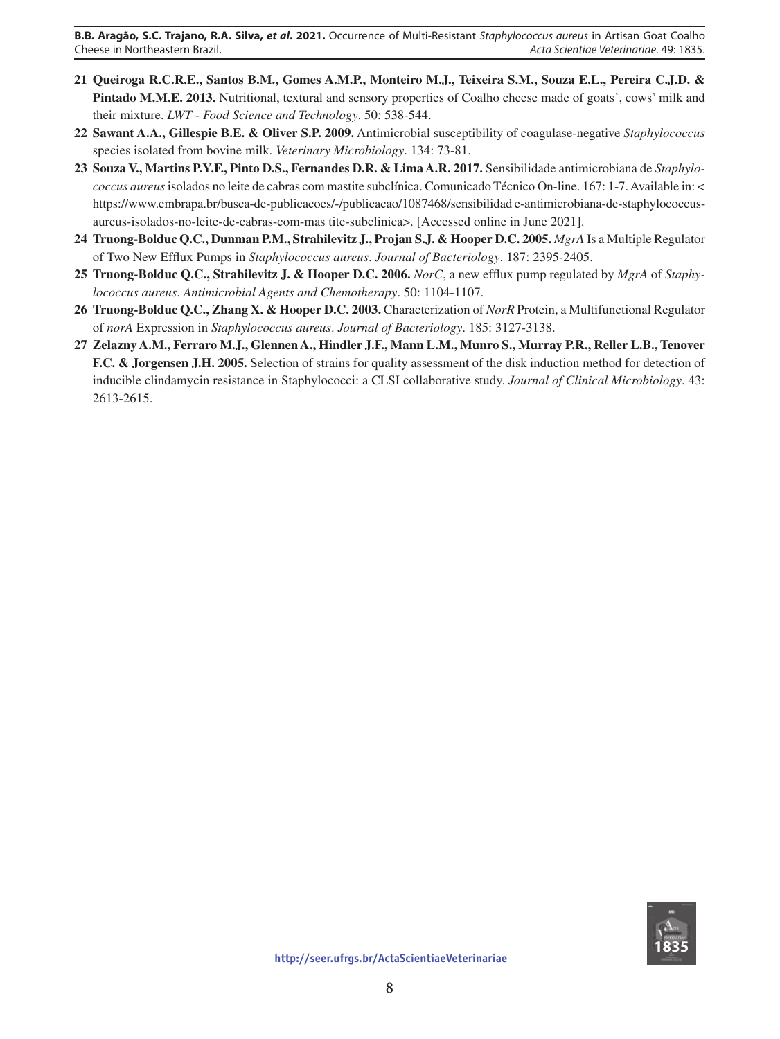21 **Queiroga R.C.R.E., Santos B.M., Gomes A.M.P., Monteiro M.J., Teixeira S.M., Souza E.L., Pereira C.J.D. & Pintado M.M.E. 2013.** Nutritional, textural and sensory properties of Coalho cheese made of goats', cows' milk and their mixture. *LWT - Food Science and Technology*. 50: 538-544.

22 **Sawant A.A., Gillespie B.E. & Oliver S.P. 2009.** Antimicrobial susceptibility of coagulase-negative *Staphylococcus* species isolated from bovine milk. *Veterinary Microbiology*. 134: 73-81.

23 **Souza V., Martins P.Y.F., Pinto D.S., Fernandes D.R. & Lima A.R. 2017.** Sensibilidade antimicrobiana de *Staphylococcus aureus* isolados no leite de cabras com mastite subclínica. Comunicado Técnico On-line. 167: 1-7. Available in: < https://www.embrapa.br/busca-de-publicacoes/-/publicacao/1087468/sensibilidad e-antimicrobiana-de-staphylococcus-aureus-isolados-no-leite-de-cabras-com-mas tite-subclinica>. [Accessed online in June 2021].

24 **Truong-Bolduc Q.C., Dunman P.M., Strahilevitz J., Projan S.J. & Hooper D.C. 2005.** *MgrA* Is a Multiple Regulator of Two New Efflux Pumps in *Staphylococcus aureus*. *Journal of Bacteriology*. 187: 2395-2405.

25 **Truong-Bolduc Q.C., Strahilevitz J. & Hooper D.C. 2006.** *NorC*, a new efflux pump regulated by *MgrA* of *Staphylococcus aureus*. *Antimicrobial Agents and Chemotherapy*. 50: 1104-1107.

26 **Truong-Bolduc Q.C., Zhang X. & Hooper D.C. 2003.** Characterization of *NorR* Protein, a Multifunctional Regulator of *norA* Expression in *Staphylococcus aureus*. *Journal of Bacteriology*. 185: 3127-3138.

27 **Zelazny A.M., Ferraro M.J., Glennen A., Hindler J.F., Mann L.M., Munro S., Murray P.R., Reller L.B., Tenover F.C. & Jorgensen J.H. 2005.** Selection of strains for quality assessment of the disk induction method for detection of inducible clindamycin resistance in Staphylococci: a CLSI collaborative study. *Journal of Clinical Microbiology*. 43: 2613-2615.